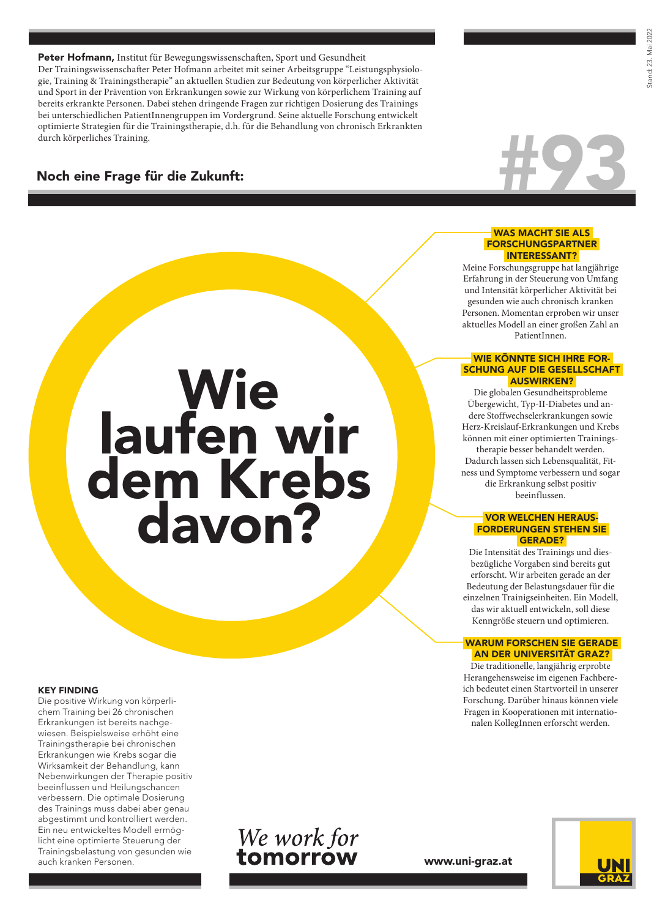**Peter Hofmann,** Institut für Bewegungswissenschaften, Sport und Gesundheit

Der Trainingswissenschafter Peter Hofmann arbeitet mit seiner Arbeitsgruppe "Leistungsphysiologie, Training & Trainingstherapie" an aktuellen Studien zur Bedeutung von körperlicher Aktivität und Sport in der Prävention von Erkrankungen sowie zur Wirkung von körperlichem Training auf bereits erkrankte Personen. Dabei stehen dringende Fragen zur richtigen Dosierung des Trainings bei unterschiedlichen PatientInnengruppen im Vordergrund. Seine aktuelle Forschung entwickelt optimierte Strategien für die Trainingstherapie, d.h. für die Behandlung von chronisch Erkrankten durch körperliches Training.

## Noch eine Frage für die Zukunft:

#93

# Wie laufen wir dem Krebs davon?

### WAS MACHT SIE ALS FORSCHUNGSPARTNER INTERESSANT?

Meine Forschungsgruppe hat langjährige Erfahrung in der Steuerung von Umfang und Intensität körperlicher Aktivität bei gesunden wie auch chronisch kranken Personen. Momentan erproben wir unser aktuelles Modell an einer großen Zahl an PatientInnen.

### WIE KÖNNTE SICH IHRE FORSCHUNG AUF DIE GESELLSCHAFT AUSWIRKEN?

Die globalen Gesundheitsprobleme Übergewicht, Typ-II-Diabetes und andere Stoffwechselerkrankungen sowie Herz-Kreislauf-Erkrankungen und Krebs können mit einer optimierten Trainingstherapie besser behandelt werden. Dadurch lassen sich Lebensqualität, Fitness und Symptome verbessern und sogar die Erkrankung selbst positiv beeinflussen.

### VOR WELCHEN HERAUSFORDERUNGEN STEHEN SIE GERADE?

Die Intensität des Trainings und diesbezügliche Vorgaben sind bereits gut erforscht. Wir arbeiten gerade an der Bedeutung der Belastungsdauer für die einzelnen Trainigseinheiten. Ein Modell, das wir aktuell entwickeln, soll diese Kenngröße steuern und optimieren.

### WARUM FORSCHEN SIE GERADE AN DER UNIVERSITÄT GRAZ?

Die traditionelle, langjährig erprobte Herangehensweise im eigenen Fachbereich bedeutet einen Startvorteil in unserer Forschung. Darüber hinaus können viele Fragen in Kooperationen mit internationalen KollegInnen erforscht werden.

### KEY FINDING

Die positive Wirkung von körperlichem Training bei 26 chronischen Erkrankungen ist bereits nachgewiesen. Beispielsweise erhöht eine Trainingstherapie bei chronischen Erkrankungen wie Krebs sogar die Wirksamkeit der Behandlung, kann Nebenwirkungen der Therapie positiv beeinflussen und Heilungschancen verbessern. Die optimale Dosierung des Trainings muss dabei aber genau abgestimmt und kontrolliert werden. Ein neu entwickeltes Modell ermöglicht eine optimierte Steuerung der Trainingsbelastung von gesunden wie auch kranken Personen.

*We work for* **tomorrow**

www.uni-graz.at

UNI GRAZ

Stand: 23. Mai 2022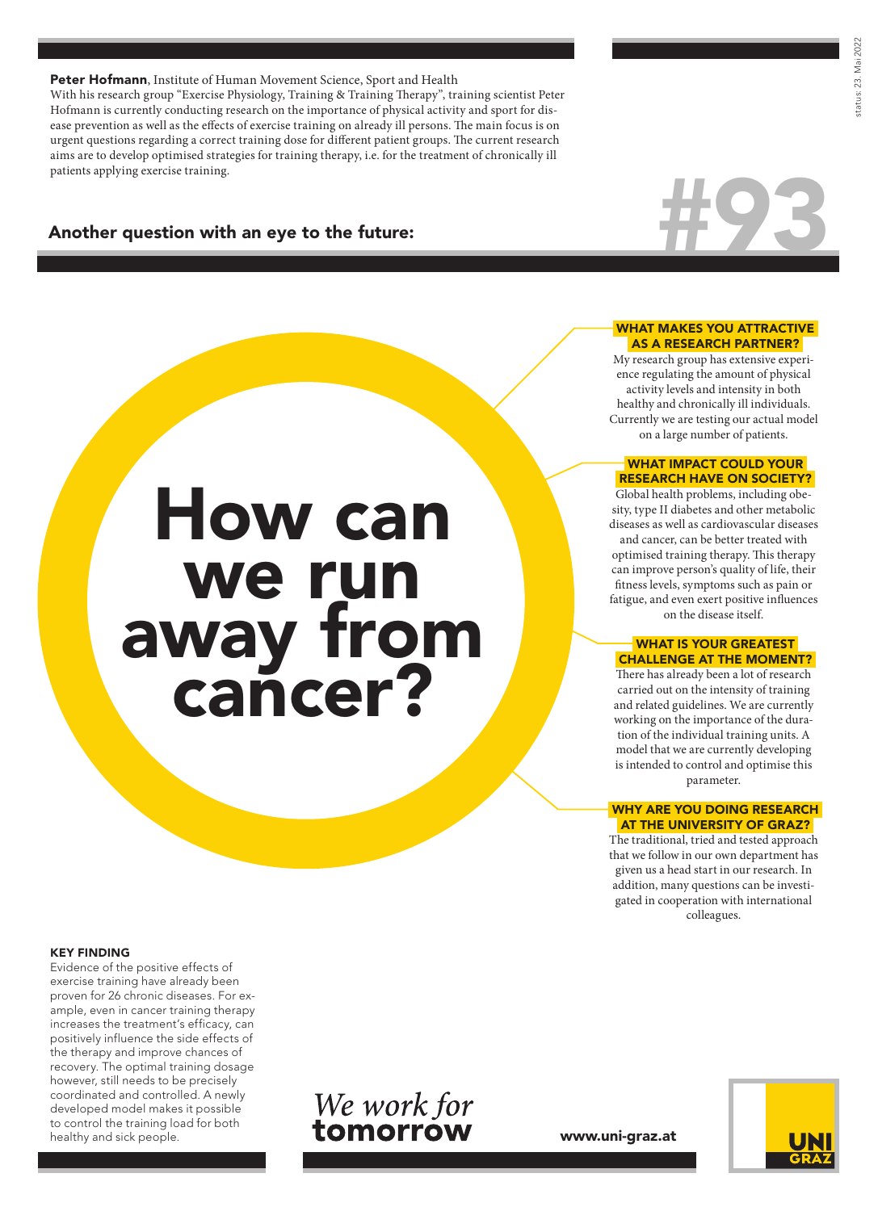**Peter Hofmann**, Institute of Human Movement Science, Sport and Health
With his research group "Exercise Physiology, Training & Training Therapy", training scientist Peter Hofmann is currently conducting research on the importance of physical activity and sport for disease prevention as well as the effects of exercise training on already ill persons. The main focus is on urgent questions regarding a correct training dose for different patient groups. The current research aims are to develop optimised strategies for training therapy, i.e. for the treatment of chronically ill patients applying exercise training.

## Another question with an eye to the future:

#93

# How can we run away from cancer?

### WHAT MAKES YOU ATTRACTIVE AS A RESEARCH PARTNER?

My research group has extensive experience regulating the amount of physical activity levels and intensity in both healthy and chronically ill individuals. Currently we are testing our actual model on a large number of patients.

### WHAT IMPACT COULD YOUR RESEARCH HAVE ON SOCIETY?

Global health problems, including obesity, type II diabetes and other metabolic diseases as well as cardiovascular diseases and cancer, can be better treated with optimised training therapy. This therapy can improve person's quality of life, their fitness levels, symptoms such as pain or fatigue, and even exert positive influences on the disease itself.

### WHAT IS YOUR GREATEST CHALLENGE AT THE MOMENT?

There has already been a lot of research carried out on the intensity of training and related guidelines. We are currently working on the importance of the duration of the individual training units. A model that we are currently developing is intended to control and optimise this parameter.

### WHY ARE YOU DOING RESEARCH AT THE UNIVERSITY OF GRAZ?

The traditional, tried and tested approach that we follow in our own department has given us a head start in our research. In addition, many questions can be investigated in cooperation with international colleagues.

### KEY FINDING

Evidence of the positive effects of exercise training have already been proven for 26 chronic diseases. For example, even in cancer training therapy increases the treatment's efficacy, can positively influence the side effects of the therapy and improve chances of recovery. The optimal training dosage however, still needs to be precisely coordinated and controlled. A newly developed model makes it possible to control the training load for both healthy and sick people.

*We work for* **tomorrow**

www.uni-graz.at

UNI GRAZ